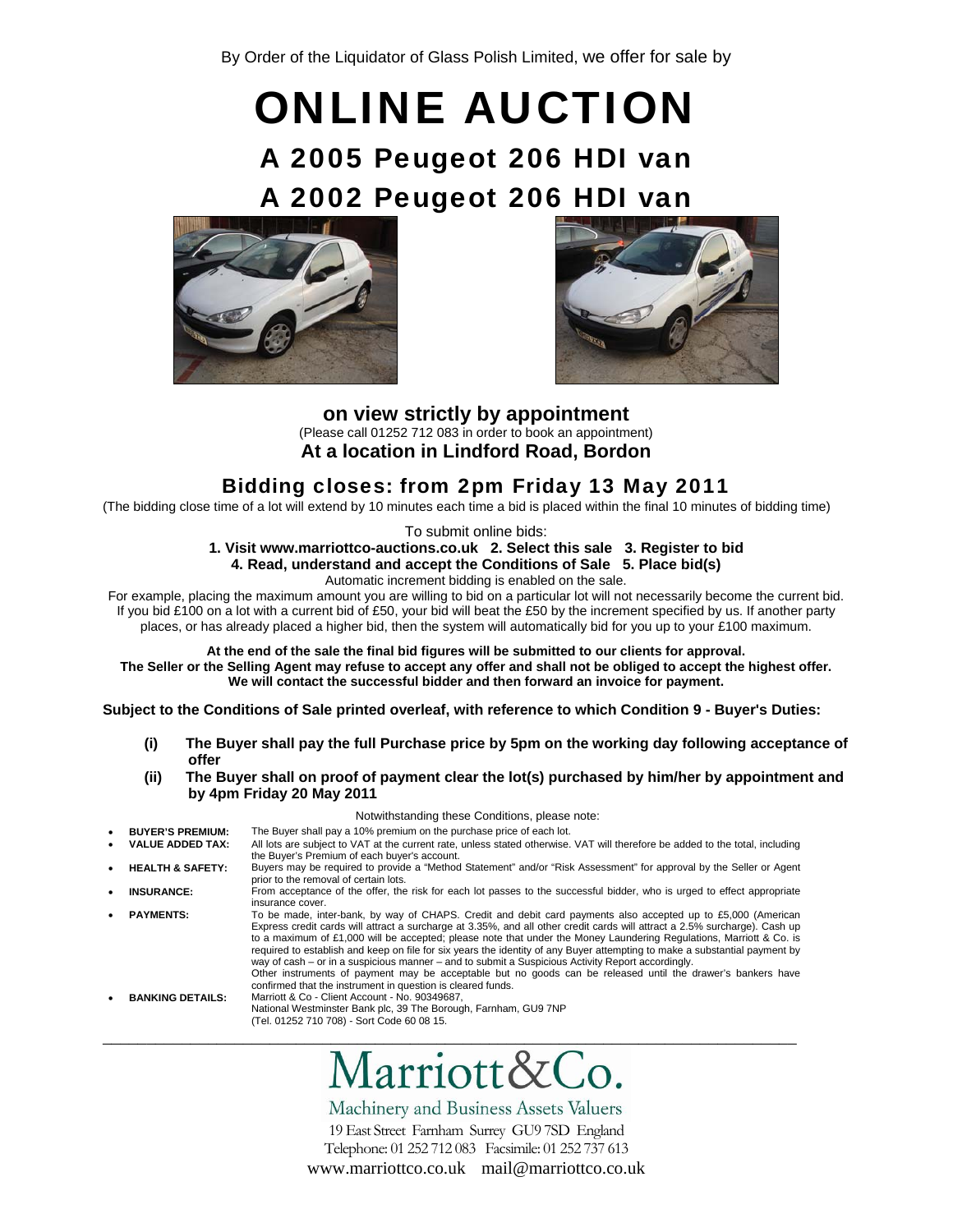By Order of the Liquidator of Glass Polish Limited, we offer for sale by

# ONLINE AUCTION

## A 2005 Peugeot 206 HDI van

## A 2002 Peugeot 206 HDI van

**on view strictly by appointment**

(Please call 01252 712 083 in order to book an appointment)

**At a location in Lindford Road, Bordon**

## Bidding closes: from 2pm Friday 13 May 2011

(The bidding close time of a lot will extend by 10 minutes each time a bid is placed within the final 10 minutes of bidding time)

To submit online bids:

**1. Visit www.marriottco-auctions.co.uk 2. Select this sale 3. Register to bid**
**4. Read, understand and accept the Conditions of Sale 5. Place bid(s)**

Automatic increment bidding is enabled on the sale.

For example, placing the maximum amount you are willing to bid on a particular lot will not necessarily become the current bid. If you bid £100 on a lot with a current bid of £50, your bid will beat the £50 by the increment specified by us. If another party places, or has already placed a higher bid, then the system will automatically bid for you up to your £100 maximum.

**At the end of the sale the final bid figures will be submitted to our clients for approval.**
**The Seller or the Selling Agent may refuse to accept any offer and shall not be obliged to accept the highest offer.**
**We will contact the successful bidder and then forward an invoice for payment.**

**Subject to the Conditions of Sale printed overleaf, with reference to which Condition 9 - Buyer's Duties:**

**(i) The Buyer shall pay the full Purchase price by 5pm on the working day following acceptance of offer**

**(ii) The Buyer shall on proof of payment clear the lot(s) purchased by him/her by appointment and by 4pm Friday 20 May 2011**

Notwithstanding these Conditions, please note:

- **BUYER'S PREMIUM:** The Buyer shall pay a 10% premium on the purchase price of each lot.
- **VALUE ADDED TAX:** All lots are subject to VAT at the current rate, unless stated otherwise. VAT will therefore be added to the total, including the Buyer's Premium of each buyer's account.
- **HEALTH & SAFETY:** Buyers may be required to provide a "Method Statement" and/or "Risk Assessment" for approval by the Seller or Agent prior to the removal of certain lots.
- **INSURANCE:** From acceptance of the offer, the risk for each lot passes to the successful bidder, who is urged to effect appropriate insurance cover.
- **PAYMENTS:** To be made, inter-bank, by way of CHAPS. Credit and debit card payments also accepted up to £5,000 (American Express credit cards will attract a surcharge at 3.35%, and all other credit cards will attract a 2.5% surcharge). Cash up to a maximum of £1,000 will be accepted; please note that under the Money Laundering Regulations, Marriott & Co. is required to establish and keep on file for six years the identity of any Buyer attempting to make a substantial payment by way of cash – or in a suspicious manner – and to submit a Suspicious Activity Report accordingly.
  Other instruments of payment may be acceptable but no goods can be released until the drawer's bankers have confirmed that the instrument in question is cleared funds.
- **BANKING DETAILS:** Marriott & Co - Client Account - No. 90349687,
  National Westminster Bank plc, 39 The Borough, Farnham, GU9 7NP
  (Tel. 01252 710 708) - Sort Code 60 08 15.

---

Marriott&Co.

Machinery and Business Assets Valuers

19 East Street Farnham Surrey GU9 7SD England
Telephone: 01 252 712 083 Facsimile: 01 252 737 613
www.marriottco.co.uk mail@marriottco.co.uk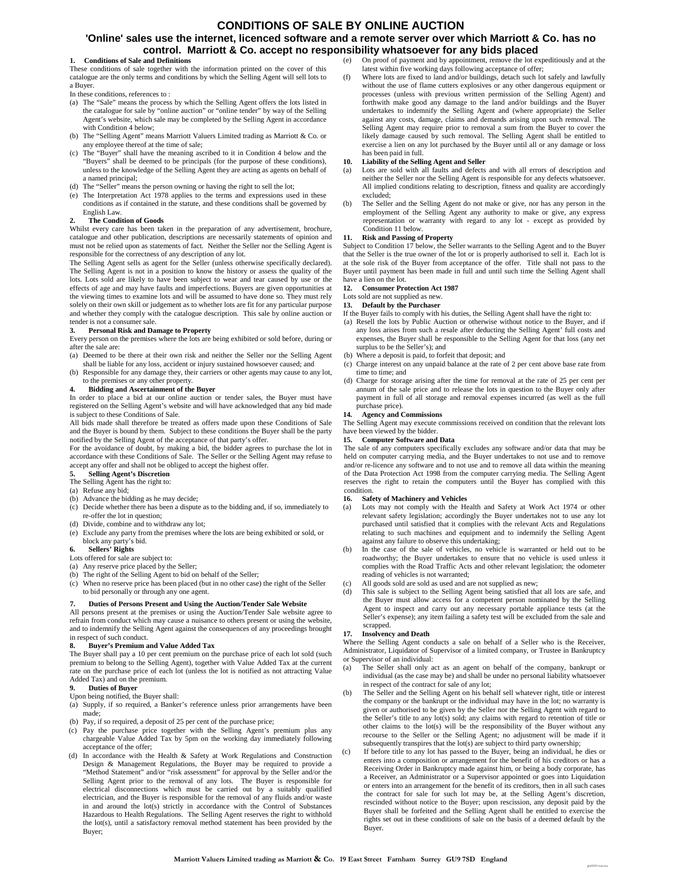# CONDITIONS OF SALE BY ONLINE AUCTION

## 'Online' sales use the internet, licenced software and a remote server over which Marriott & Co. has no control. Marriott & Co. accept no responsibility whatsoever for any bids placed

### 1. Conditions of Sale and Definitions

These conditions of sale together with the information printed on the cover of this catalogue are the only terms and conditions by which the Selling Agent will sell lots to a Buyer.

In these conditions, references to :

(a) The "Sale" means the process by which the Selling Agent offers the lots listed in the catalogue for sale by "online auction" or "online tender" by way of the Selling Agent's website, which sale may be completed by the Selling Agent in accordance with Condition 4 below;

(b) The "Selling Agent" means Marriott Valuers Limited trading as Marriott & Co. or any employee thereof at the time of sale;

(c) The "Buyer" shall have the meaning ascribed to it in Condition 4 below and the "Buyers" shall be deemed to be principals (for the purpose of these conditions), unless to the knowledge of the Selling Agent they are acting as agents on behalf of a named principal;

(d) The "Seller" means the person owning or having the right to sell the lot;

(e) The Interpretation Act 1978 applies to the terms and expressions used in these conditions as if contained in the statute, and these conditions shall be governed by English Law.

### 2. The Condition of Goods

Whilst every care has been taken in the preparation of any advertisement, brochure, catalogue and other publication, descriptions are necessarily statements of opinion and must not be relied upon as statements of fact. Neither the Seller nor the Selling Agent is responsible for the correctness of any description of any lot.

The Selling Agent sells as agent for the Seller (unless otherwise specifically declared). The Selling Agent is not in a position to know the history or assess the quality of the lots. Lots sold are likely to have been subject to wear and tear caused by use or the effects of age and may have faults and imperfections. Buyers are given opportunities at the viewing times to examine lots and will be assumed to have done so. They must rely solely on their own skill or judgement as to whether lots are fit for any particular purpose and whether they comply with the catalogue description. This sale by online auction or tender is not a consumer sale.

### 3. Personal Risk and Damage to Property

Every person on the premises where the lots are being exhibited or sold before, during or after the sale are:

(a) Deemed to be there at their own risk and neither the Seller nor the Selling Agent shall be liable for any loss, accident or injury sustained howsoever caused; and

(b) Responsible for any damage they, their carriers or other agents may cause to any lot, to the premises or any other property.

### 4. Bidding and Ascertainment of the Buyer

In order to place a bid at our online auction or tender sales, the Buyer must have registered on the Selling Agent's website and will have acknowledged that any bid made is subject to these Conditions of Sale.

All bids made shall therefore be treated as offers made upon these Conditions of Sale and the Buyer is bound by them. Subject to these conditions the Buyer shall be the party notified by the Selling Agent of the acceptance of that party's offer.

For the avoidance of doubt, by making a bid, the bidder agrees to purchase the lot in accordance with these Conditions of Sale. The Seller or the Selling Agent may refuse to accept any offer and shall not be obliged to accept the highest offer.

### 5. Selling Agent's Discretion

The Selling Agent has the right to:

(a) Refuse any bid;

(b) Advance the bidding as he may decide;

(c) Decide whether there has been a dispute as to the bidding and, if so, immediately to re-offer the lot in question;

(d) Divide, combine and to withdraw any lot;

(e) Exclude any party from the premises where the lots are being exhibited or sold, or block any party's bid.

### 6. Sellers' Rights

Lots offered for sale are subject to:

(a) Any reserve price placed by the Seller;

(b) The right of the Selling Agent to bid on behalf of the Seller;

(c) When no reserve price has been placed (but in no other case) the right of the Seller to bid personally or through any one agent.

### 7. Duties of Persons Present and Using the Auction/Tender Sale Website

All persons present at the premises or using the Auction/Tender Sale website agree to refrain from conduct which may cause a nuisance to others present or using the website, and to indemnify the Selling Agent against the consequences of any proceedings brought in respect of such conduct.

### 8. Buyer's Premium and Value Added Tax

The Buyer shall pay a 10 per cent premium on the purchase price of each lot sold (such premium to belong to the Selling Agent), together with Value Added Tax at the current rate on the purchase price of each lot (unless the lot is notified as not attracting Value Added Tax) and on the premium.

### 9. Duties of Buyer

Upon being notified, the Buyer shall:

(a) Supply, if so required, a Banker's reference unless prior arrangements have been made;

(b) Pay, if so required, a deposit of 25 per cent of the purchase price;

(c) Pay the purchase price together with the Selling Agent's premium plus any chargeable Value Added Tax by 5pm on the working day immediately following acceptance of the offer;

(d) In accordance with the Health & Safety at Work Regulations and Construction Design & Management Regulations, the Buyer may be required to provide a "Method Statement" and/or "risk assessment" for approval by the Seller and/or the Selling Agent prior to the removal of any lots. The Buyer is responsible for electrical disconnections which must be carried out by a suitably qualified electrician, and the Buyer is responsible for the removal of any fluids and/or waste in and around the lot(s) strictly in accordance with the Control of Substances Hazardous to Health Regulations. The Selling Agent reserves the right to withhold the lot(s), until a satisfactory removal method statement has been provided by the Buyer;

(e) On proof of payment and by appointment, remove the lot expeditiously and at the latest within five working days following acceptance of offer;

(f) Where lots are fixed to land and/or buildings, detach such lot safely and lawfully without the use of flame cutters explosives or any other dangerous equipment or processes (unless with previous written permission of the Selling Agent) and forthwith make good any damage to the land and/or buildings and the Buyer undertakes to indemnify the Selling Agent and (where appropriate) the Seller against any costs, damage, claims and demands arising upon such removal. The Selling Agent may require prior to removal a sum from the Buyer to cover the likely damage caused by such removal. The Selling Agent shall be entitled to exercise a lien on any lot purchased by the Buyer until all or any damage or loss has been paid in full.

### 10. Liability of the Selling Agent and Seller

(a) Lots are sold with all faults and defects and with all errors of description and neither the Seller nor the Selling Agent is responsible for any defects whatsoever. All implied conditions relating to description, fitness and quality are accordingly excluded;

(b) The Seller and the Selling Agent do not make or give, nor has any person in the employment of the Selling Agent any authority to make or give, any express representation or warranty with regard to any lot - except as provided by Condition 11 below.

### 11. Risk and Passing of Property

Subject to Condition 17 below, the Seller warrants to the Selling Agent and to the Buyer that the Seller is the true owner of the lot or is properly authorised to sell it. Each lot is at the sole risk of the Buyer from acceptance of the offer. Title shall not pass to the Buyer until payment has been made in full and until such time the Selling Agent shall have a lien on the lot.

### 12. Consumer Protection Act 1987

Lots sold are not supplied as new.

### 13. Default by the Purchaser

If the Buyer fails to comply with his duties, the Selling Agent shall have the right to:

(a) Resell the lots by Public Auction or otherwise without notice to the Buyer, and if any loss arises from such a resale after deducting the Selling Agent' full costs and expenses, the Buyer shall be responsible to the Selling Agent for that loss (any net surplus to be the Seller's); and

(b) Where a deposit is paid, to forfeit that deposit; and

(c) Charge interest on any unpaid balance at the rate of 2 per cent above base rate from time to time; and

(d) Charge for storage arising after the time for removal at the rate of 25 per cent per annum of the sale price and to release the lots in question to the Buyer only after payment in full of all storage and removal expenses incurred (as well as the full purchase price).

### 14. Agency and Commissions

The Selling Agent may execute commissions received on condition that the relevant lots have been viewed by the bidder.

### 15. Computer Software and Data

The sale of any computers specifically excludes any software and/or data that may be held on computer carrying media, and the Buyer undertakes to not use and to remove and/or re-licence any software and to not use and to remove all data within the meaning of the Data Protection Act 1998 from the computer carrying media. The Selling Agent reserves the right to retain the computers until the Buyer has complied with this condition.

### 16. Safety of Machinery and Vehicles

(a) Lots may not comply with the Health and Safety at Work Act 1974 or other relevant safety legislation; accordingly the Buyer undertakes not to use any lot purchased until satisfied that it complies with the relevant Acts and Regulations relating to such machines and equipment and to indemnify the Selling Agent against any failure to observe this undertaking;

(b) In the case of the sale of vehicles, no vehicle is warranted or held out to be roadworthy; the Buyer undertakes to ensure that no vehicle is used unless it complies with the Road Traffic Acts and other relevant legislation; the odometer reading of vehicles is not warranted;

(c) All goods sold are sold as used and are not supplied as new;

(d) This sale is subject to the Selling Agent being satisfied that all lots are safe, and the Buyer must allow access for a competent person nominated by the Selling Agent to inspect and carry out any necessary portable appliance tests (at the Seller's expense); any item failing a safety test will be excluded from the sale and scrapped.

### 17. Insolvency and Death

Where the Selling Agent conducts a sale on behalf of a Seller who is the Receiver, Administrator, Liquidator of Supervisor of a limited company, or Trustee in Bankruptcy or Supervisor of an individual:

(a) The Seller shall only act as an agent on behalf of the company, bankrupt or individual (as the case may be) and shall be under no personal liability whatsoever in respect of the contract for sale of any lot;

(b) The Seller and the Selling Agent on his behalf sell whatever right, title or interest the company or the bankrupt or the individual may have in the lot; no warranty is given or authorised to be given by the Seller nor the Selling Agent with regard to the Seller's title to any lot(s) sold; any claims with regard to retention of title or other claims to the lot(s) will be the responsibility of the Buyer without any recourse to the Seller or the Selling Agent; no adjustment will be made if it subsequently transpires that the lot(s) are subject to third party ownership;

(c) If before title to any lot has passed to the Buyer, being an individual, he dies or enters into a composition or arrangement for the benefit of his creditors or has a Receiving Order in Bankruptcy made against him, or being a body corporate, has a Receiver, an Administrator or a Supervisor appointed or goes into Liquidation or enters into an arrangement for the benefit of its creditors, then in all such cases the contract for sale for such lot may be, at the Selling Agent's discretion, rescinded without notice to the Buyer; upon rescission, any deposit paid by the Buyer shall be forfeited and the Selling Agent shall be entitled to exercise the rights set out in these conditions of sale on the basis of a deemed default by the Buyer.

**Marriott Valuers Limited trading as Marriott & Co. 19 East Street Farnham Surrey GU9 7SD England**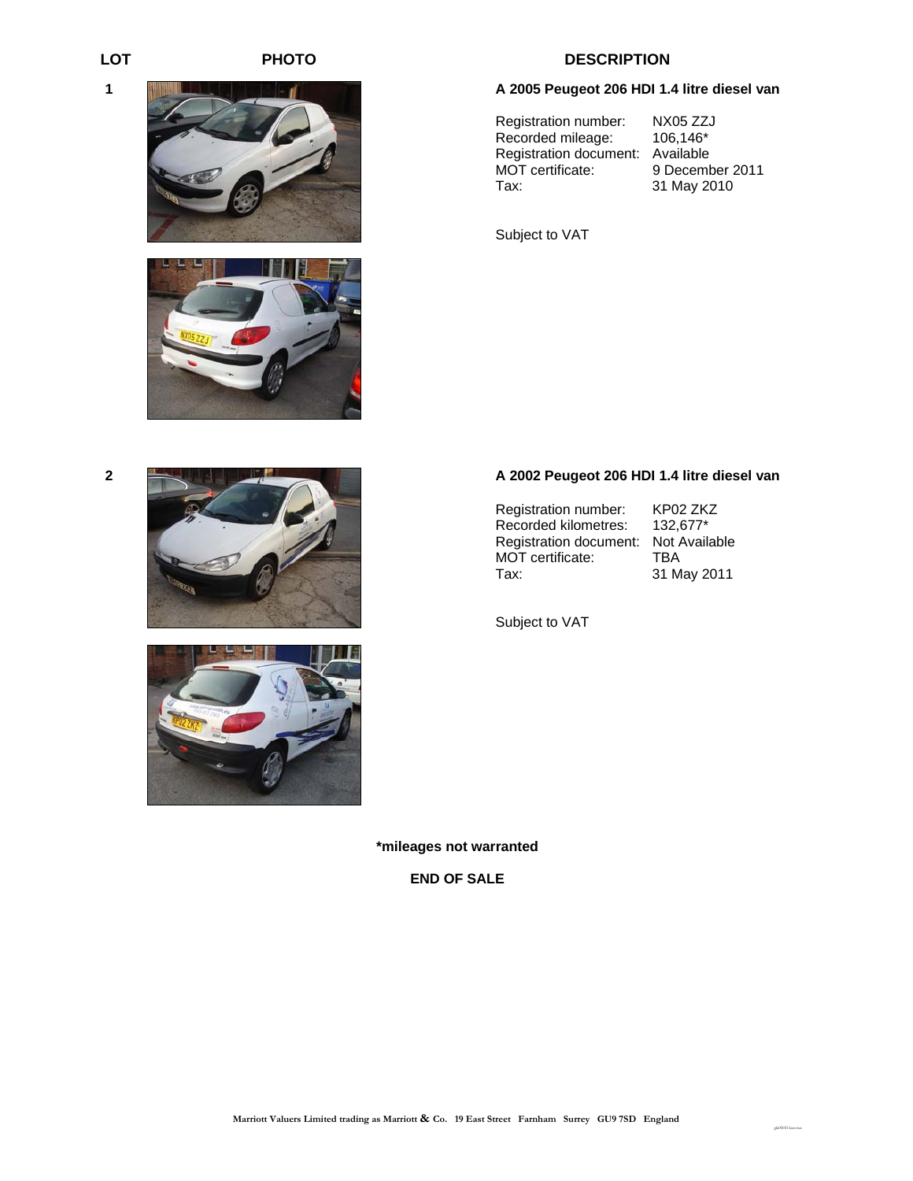| LOT | PHOTO | DESCRIPTION |
|---|---|---|
| 1 | | **A 2005 Peugeot 206 HDI 1.4 litre diesel van** |

| | |
|---|---|
| Registration number: | NX05 ZZJ |
| Recorded mileage: | 106,146* |
| Registration document: | Available |
| MOT certificate: | 9 December 2011 |
| Tax: | 31 May 2010 |

Subject to VAT

| LOT | PHOTO | DESCRIPTION |
|---|---|---|
| 2 | | **A 2002 Peugeot 206 HDI 1.4 litre diesel van** |

| | |
|---|---|
| Registration number: | KP02 ZKZ |
| Recorded kilometres: | 132,677* |
| Registration document: | Not Available |
| MOT certificate: | TBA |
| Tax: | 31 May 2011 |

Subject to VAT

**\*mileages not warranted**

**END OF SALE**

Marriott Valuers Limited trading as Marriott & Co. 19 East Street Farnham Surrey GU9 7SD England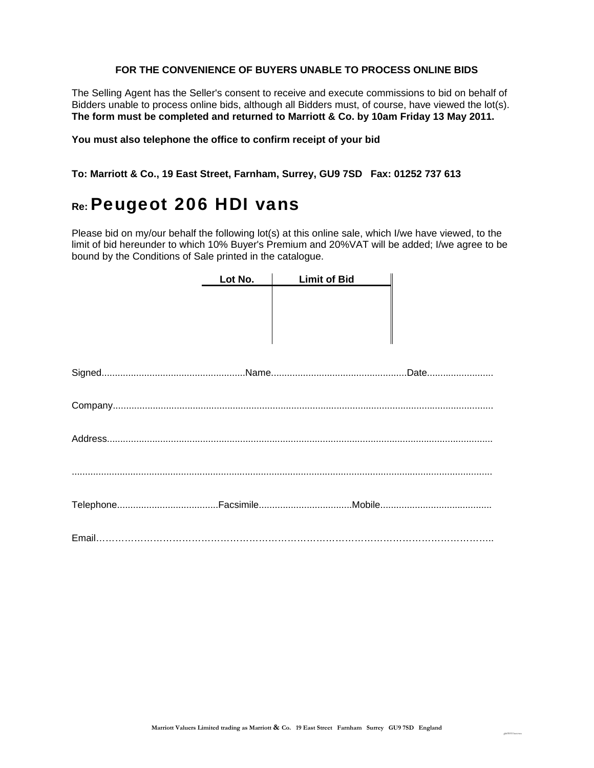**FOR THE CONVENIENCE OF BUYERS UNABLE TO PROCESS ONLINE BIDS**

The Selling Agent has the Seller's consent to receive and execute commissions to bid on behalf of Bidders unable to process online bids, although all Bidders must, of course, have viewed the lot(s). **The form must be completed and returned to Marriott & Co. by 10am Friday 13 May 2011.**

**You must also telephone the office to confirm receipt of your bid**

**To: Marriott & Co., 19 East Street, Farnham, Surrey, GU9 7SD Fax: 01252 737 613**

## Re: Peugeot 206 HDI vans

Please bid on my/our behalf the following lot(s) at this online sale, which I/we have viewed, to the limit of bid hereunder to which 10% Buyer's Premium and 20%VAT will be added; I/we agree to be bound by the Conditions of Sale printed in the catalogue.

| Lot No. | Limit of Bid |
|---|---|
| | |

Signed......................................................Name...................................................Date.........................

Company..............................................................................................................................................

Address...............................................................................................................................................

............................................................................................................................................................

Telephone......................................Facsimile...................................Mobile..........................................

Email……………………………………………………………………………………………………………..

Marriott Valuers Limited trading as Marriott & Co. 19 East Street Farnham Surrey GU9 7SD England